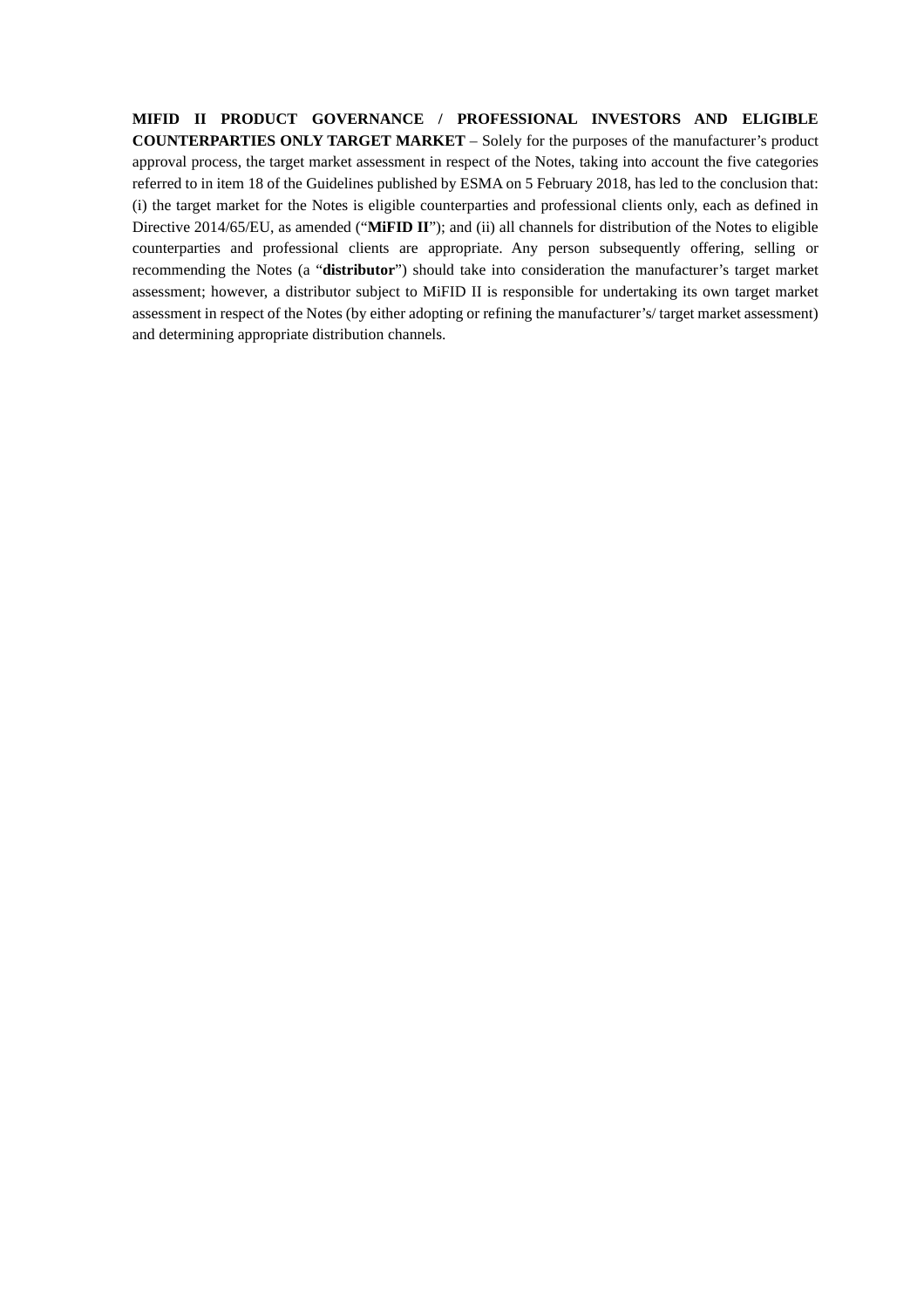**MIFID II PRODUCT GOVERNANCE / PROFESSIONAL INVESTORS AND ELIGIBLE COUNTERPARTIES ONLY TARGET MARKET** – Solely for the purposes of the manufacturer's product approval process, the target market assessment in respect of the Notes, taking into account the five categories referred to in item 18 of the Guidelines published by ESMA on 5 February 2018, has led to the conclusion that: (i) the target market for the Notes is eligible counterparties and professional clients only, each as defined in Directive 2014/65/EU, as amended ("**MiFID II**"); and (ii) all channels for distribution of the Notes to eligible counterparties and professional clients are appropriate. Any person subsequently offering, selling or recommending the Notes (a "**distributor**") should take into consideration the manufacturer's target market assessment; however, a distributor subject to MiFID II is responsible for undertaking its own target market assessment in respect of the Notes (by either adopting or refining the manufacturer's/ target market assessment) and determining appropriate distribution channels.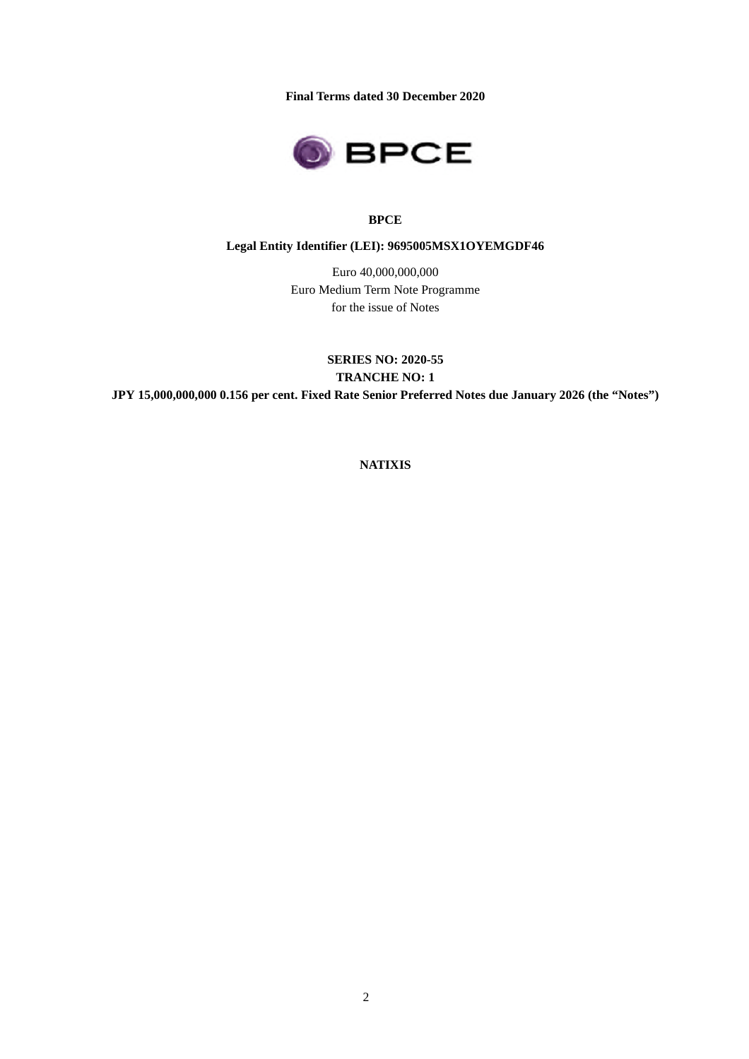**Final Terms dated 30 December 2020**

**BPCE**

**Legal Entity Identifier (LEI): 9695005MSX1OYEMGDF46**

Euro 40,000,000,000
Euro Medium Term Note Programme
for the issue of Notes

**SERIES NO: 2020-55**
**TRANCHE NO: 1**
**JPY 15,000,000,000 0.156 per cent. Fixed Rate Senior Preferred Notes due January 2026 (the "Notes")**

**NATIXIS**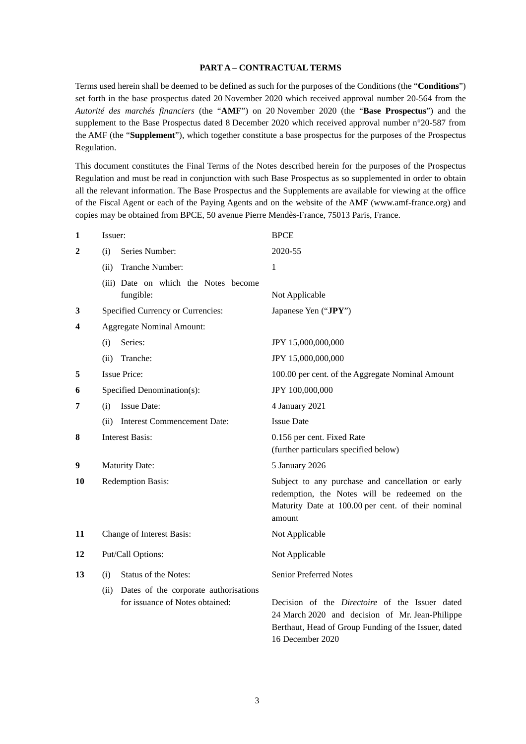**PART A – CONTRACTUAL TERMS**

Terms used herein shall be deemed to be defined as such for the purposes of the Conditions (the "**Conditions**") set forth in the base prospectus dated 20 November 2020 which received approval number 20-564 from the *Autorité des marchés financiers* (the "**AMF**") on 20 November 2020 (the "**Base Prospectus**") and the supplement to the Base Prospectus dated 8 December 2020 which received approval number n°20-587 from the AMF (the "**Supplement**"), which together constitute a base prospectus for the purposes of the Prospectus Regulation.

This document constitutes the Final Terms of the Notes described herein for the purposes of the Prospectus Regulation and must be read in conjunction with such Base Prospectus as so supplemented in order to obtain all the relevant information. The Base Prospectus and the Supplements are available for viewing at the office of the Fiscal Agent or each of the Paying Agents and on the website of the AMF (www.amf-france.org) and copies may be obtained from BPCE, 50 avenue Pierre Mendès-France, 75013 Paris, France.

| | | |
|---|---|---|
| **1** | Issuer: | BPCE |
| **2** | (i) Series Number: | 2020-55 |
| | (ii) Tranche Number: | 1 |
| | (iii) Date on which the Notes become fungible: | Not Applicable |
| **3** | Specified Currency or Currencies: | Japanese Yen ("**JPY**") |
| **4** | Aggregate Nominal Amount: | |
| | (i) Series: | JPY 15,000,000,000 |
| | (ii) Tranche: | JPY 15,000,000,000 |
| **5** | Issue Price: | 100.00 per cent. of the Aggregate Nominal Amount |
| **6** | Specified Denomination(s): | JPY 100,000,000 |
| **7** | (i) Issue Date: | 4 January 2021 |
| | (ii) Interest Commencement Date: | Issue Date |
| **8** | Interest Basis: | 0.156 per cent. Fixed Rate<br>(further particulars specified below) |
| **9** | Maturity Date: | 5 January 2026 |
| **10** | Redemption Basis: | Subject to any purchase and cancellation or early redemption, the Notes will be redeemed on the Maturity Date at 100.00 per cent. of their nominal amount |
| **11** | Change of Interest Basis: | Not Applicable |
| **12** | Put/Call Options: | Not Applicable |
| **13** | (i) Status of the Notes: | Senior Preferred Notes |
| | (ii) Dates of the corporate authorisations for issuance of Notes obtained: | Decision of the *Directoire* of the Issuer dated 24 March 2020 and decision of Mr. Jean-Philippe Berthaut, Head of Group Funding of the Issuer, dated 16 December 2020 |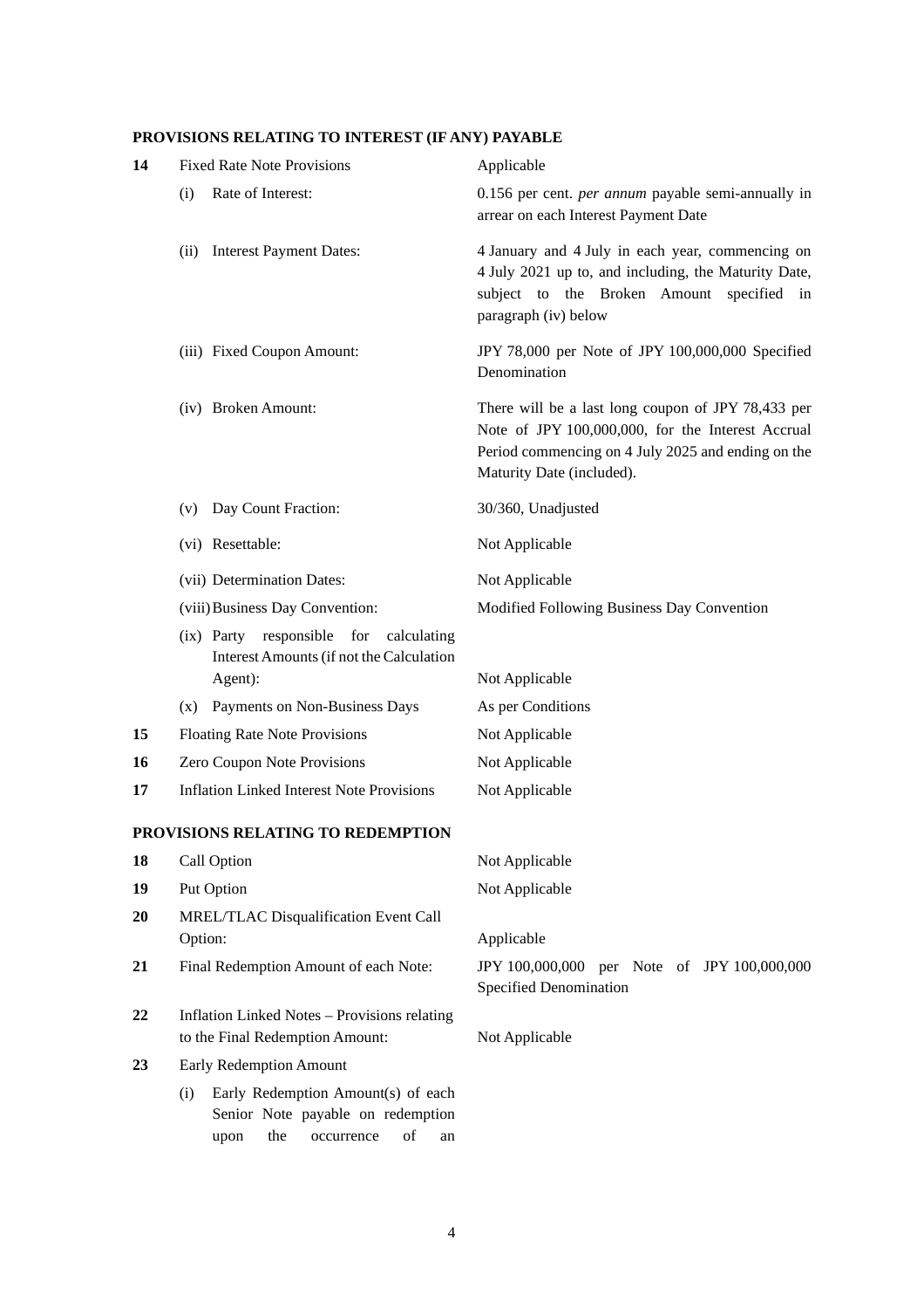**PROVISIONS RELATING TO INTEREST (IF ANY) PAYABLE**

| | | |
|---|---|---|
| **14** | Fixed Rate Note Provisions | Applicable |
| | (i) Rate of Interest: | 0.156 per cent. *per annum* payable semi-annually in arrear on each Interest Payment Date |
| | (ii) Interest Payment Dates: | 4 January and 4 July in each year, commencing on 4 July 2021 up to, and including, the Maturity Date, subject to the Broken Amount specified in paragraph (iv) below |
| | (iii) Fixed Coupon Amount: | JPY 78,000 per Note of JPY 100,000,000 Specified Denomination |
| | (iv) Broken Amount: | There will be a last long coupon of JPY 78,433 per Note of JPY 100,000,000, for the Interest Accrual Period commencing on 4 July 2025 and ending on the Maturity Date (included). |
| | (v) Day Count Fraction: | 30/360, Unadjusted |
| | (vi) Resettable: | Not Applicable |
| | (vii) Determination Dates: | Not Applicable |
| | (viii) Business Day Convention: | Modified Following Business Day Convention |
| | (ix) Party responsible for calculating Interest Amounts (if not the Calculation Agent): | Not Applicable |
| | (x) Payments on Non-Business Days | As per Conditions |
| **15** | Floating Rate Note Provisions | Not Applicable |
| **16** | Zero Coupon Note Provisions | Not Applicable |
| **17** | Inflation Linked Interest Note Provisions | Not Applicable |

**PROVISIONS RELATING TO REDEMPTION**

| | | |
|---|---|---|
| **18** | Call Option | Not Applicable |
| **19** | Put Option | Not Applicable |
| **20** | MREL/TLAC Disqualification Event Call Option: | Applicable |
| **21** | Final Redemption Amount of each Note: | JPY 100,000,000 per Note of JPY 100,000,000 Specified Denomination |
| **22** | Inflation Linked Notes – Provisions relating to the Final Redemption Amount: | Not Applicable |
| **23** | Early Redemption Amount | |
| | (i) Early Redemption Amount(s) of each Senior Note payable on redemption upon the occurrence of an | |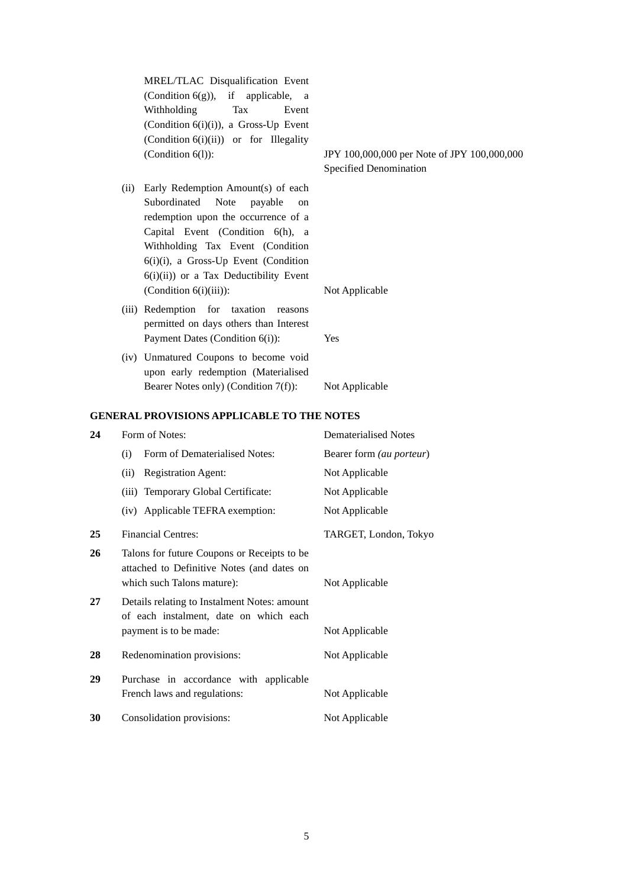| | | |
|---|---|---|
| | MREL/TLAC Disqualification Event (Condition 6(g)), if applicable, a Withholding Tax Event (Condition 6(i)(i)), a Gross-Up Event (Condition 6(i)(ii)) or for Illegality (Condition 6(l)): | JPY 100,000,000 per Note of JPY 100,000,000 Specified Denomination |
| | (ii) Early Redemption Amount(s) of each Subordinated Note payable on redemption upon the occurrence of a Capital Event (Condition 6(h), a Withholding Tax Event (Condition 6(i)(i), a Gross-Up Event (Condition 6(i)(ii)) or a Tax Deductibility Event (Condition 6(i)(iii)): | Not Applicable |
| | (iii) Redemption for taxation reasons permitted on days others than Interest Payment Dates (Condition 6(i)): | Yes |
| | (iv) Unmatured Coupons to become void upon early redemption (Materialised Bearer Notes only) (Condition 7(f)): | Not Applicable |

**GENERAL PROVISIONS APPLICABLE TO THE NOTES**

| | | |
|---|---|---|
| **24** | Form of Notes: | Dematerialised Notes |
| | (i) Form of Dematerialised Notes: | Bearer form *(au porteur)* |
| | (ii) Registration Agent: | Not Applicable |
| | (iii) Temporary Global Certificate: | Not Applicable |
| | (iv) Applicable TEFRA exemption: | Not Applicable |
| **25** | Financial Centres: | TARGET, London, Tokyo |
| **26** | Talons for future Coupons or Receipts to be attached to Definitive Notes (and dates on which such Talons mature): | Not Applicable |
| **27** | Details relating to Instalment Notes: amount of each instalment, date on which each payment is to be made: | Not Applicable |
| **28** | Redenomination provisions: | Not Applicable |
| **29** | Purchase in accordance with applicable French laws and regulations: | Not Applicable |
| **30** | Consolidation provisions: | Not Applicable |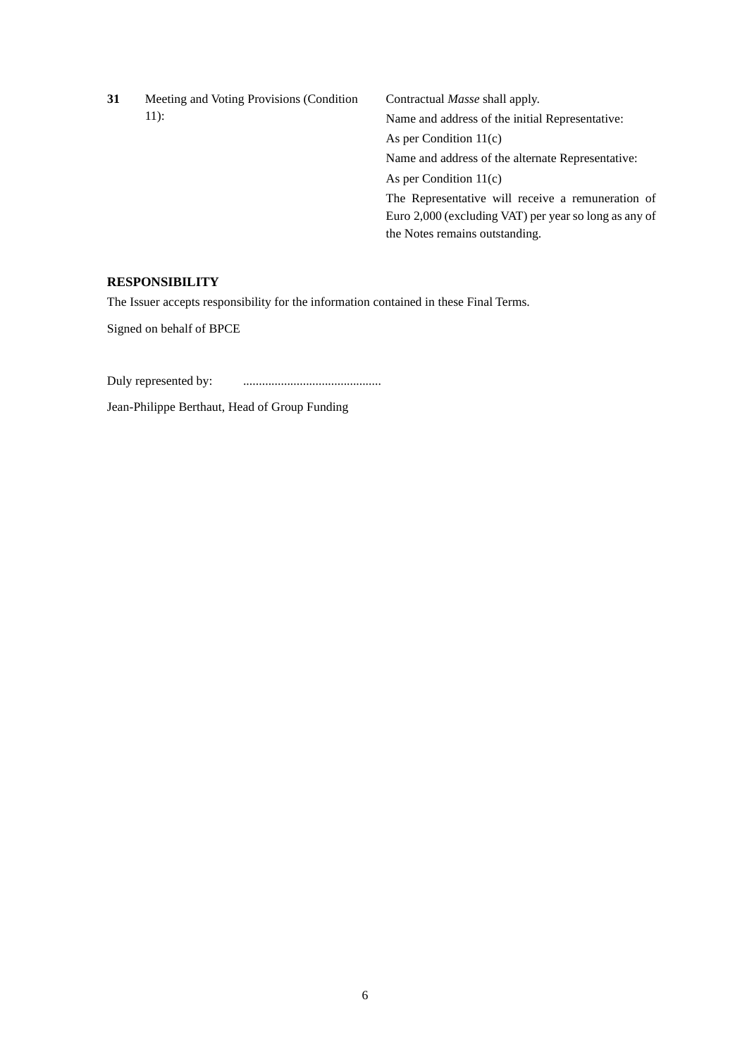| | | |
|---|---|---|
| **31** | Meeting and Voting Provisions (Condition 11): | Contractual *Masse* shall apply.<br>Name and address of the initial Representative:<br>As per Condition 11(c)<br>Name and address of the alternate Representative:<br>As per Condition 11(c)<br>The Representative will receive a remuneration of Euro 2,000 (excluding VAT) per year so long as any of the Notes remains outstanding. |

**RESPONSIBILITY**

The Issuer accepts responsibility for the information contained in these Final Terms.

Signed on behalf of BPCE

Duly represented by: ............................................

Jean-Philippe Berthaut, Head of Group Funding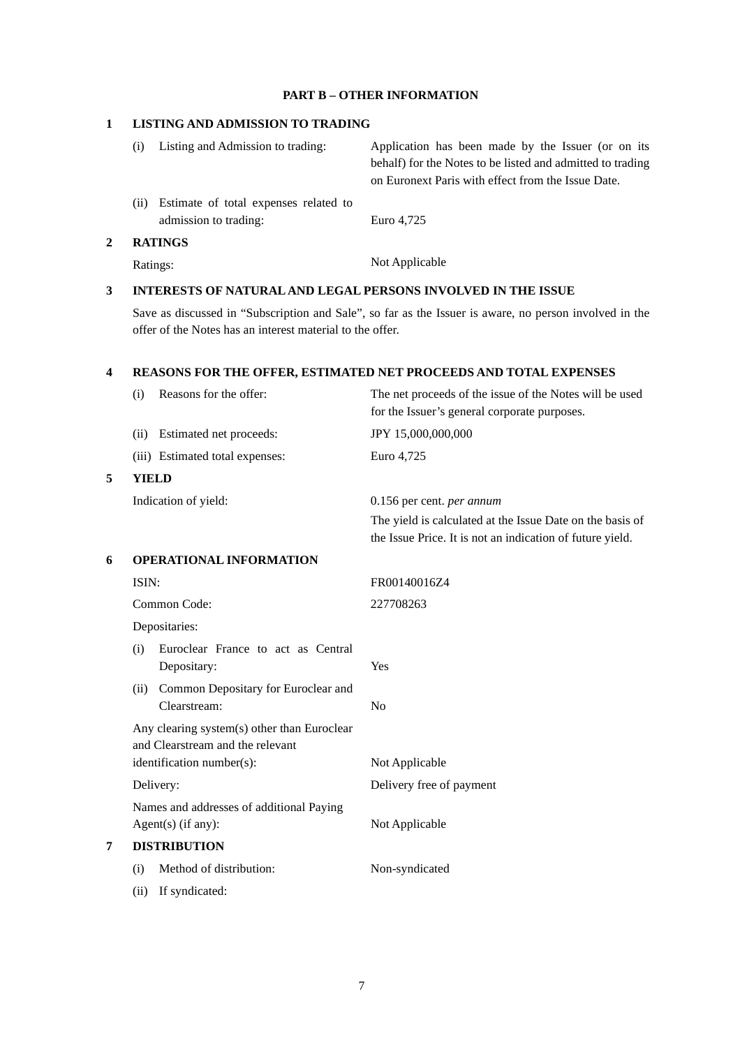## PART B – OTHER INFORMATION

### 1 LISTING AND ADMISSION TO TRADING

| | |
|---|---|
| (i) Listing and Admission to trading: | Application has been made by the Issuer (or on its behalf) for the Notes to be listed and admitted to trading on Euronext Paris with effect from the Issue Date. |
| (ii) Estimate of total expenses related to admission to trading: | Euro 4,725 |

### 2 RATINGS

| | |
|---|---|
| Ratings: | Not Applicable |

### 3 INTERESTS OF NATURAL AND LEGAL PERSONS INVOLVED IN THE ISSUE

Save as discussed in "Subscription and Sale", so far as the Issuer is aware, no person involved in the offer of the Notes has an interest material to the offer.

### 4 REASONS FOR THE OFFER, ESTIMATED NET PROCEEDS AND TOTAL EXPENSES

| | |
|---|---|
| (i) Reasons for the offer: | The net proceeds of the issue of the Notes will be used for the Issuer's general corporate purposes. |
| (ii) Estimated net proceeds: | JPY 15,000,000,000 |
| (iii) Estimated total expenses: | Euro 4,725 |

### 5 YIELD

| | |
|---|---|
| Indication of yield: | 0.156 per cent. *per annum*<br>The yield is calculated at the Issue Date on the basis of the Issue Price. It is not an indication of future yield. |

### 6 OPERATIONAL INFORMATION

| | |
|---|---|
| ISIN: | FR00140016Z4 |
| Common Code: | 227708263 |
| Depositaries: | |
| (i) Euroclear France to act as Central Depositary: | Yes |
| (ii) Common Depositary for Euroclear and Clearstream: | No |
| Any clearing system(s) other than Euroclear and Clearstream and the relevant identification number(s): | Not Applicable |
| Delivery: | Delivery free of payment |
| Names and addresses of additional Paying Agent(s) (if any): | Not Applicable |

### 7 DISTRIBUTION

| | |
|---|---|
| (i) Method of distribution: | Non-syndicated |
| (ii) If syndicated: | |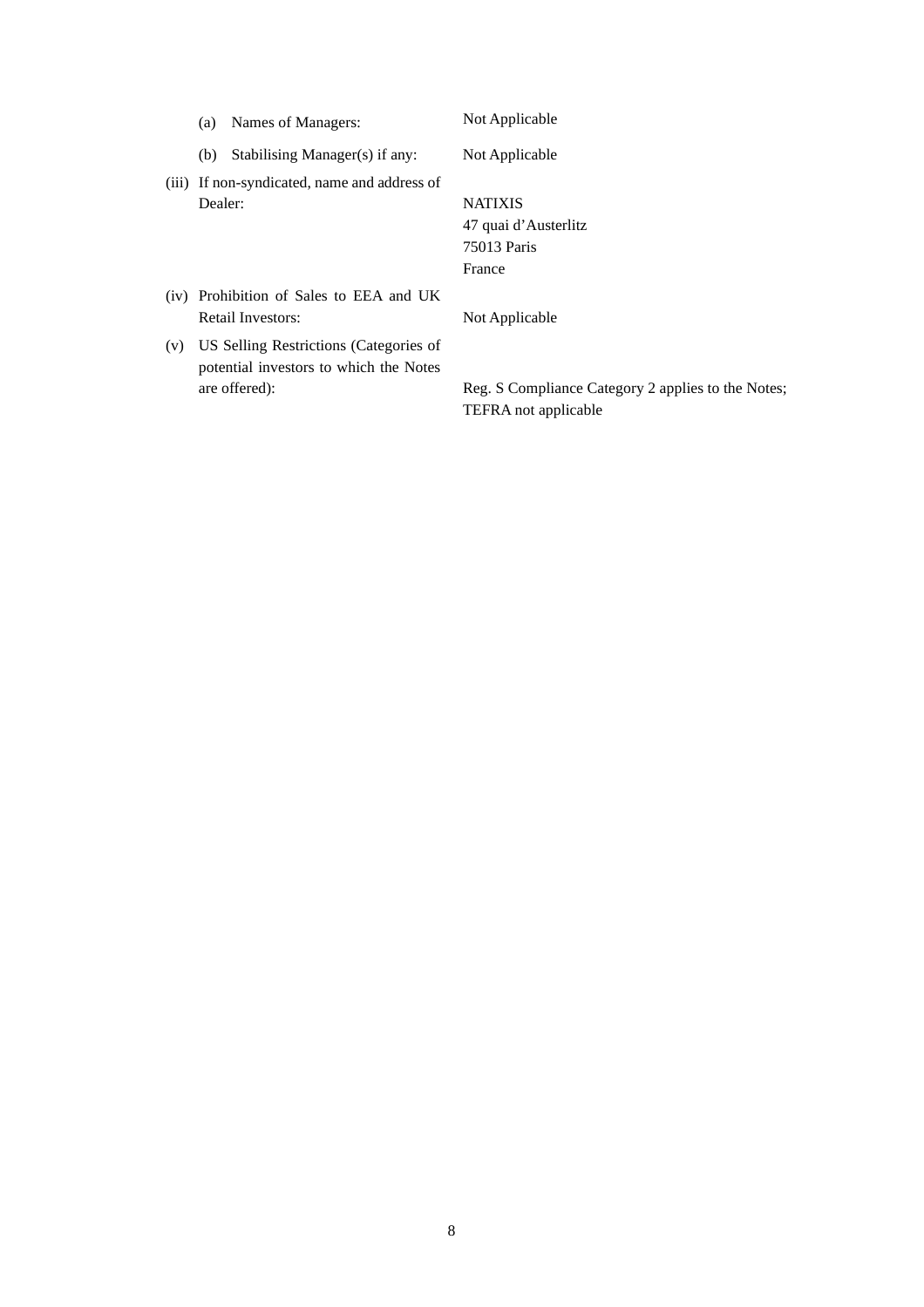| | |
|---|---|
| (a) Names of Managers: | Not Applicable |
| (b) Stabilising Manager(s) if any: | Not Applicable |
| (iii) If non-syndicated, name and address of Dealer: | NATIXIS<br>47 quai d'Austerlitz<br>75013 Paris<br>France |
| (iv) Prohibition of Sales to EEA and UK Retail Investors: | Not Applicable |
| (v) US Selling Restrictions (Categories of potential investors to which the Notes are offered): | Reg. S Compliance Category 2 applies to the Notes; TEFRA not applicable |